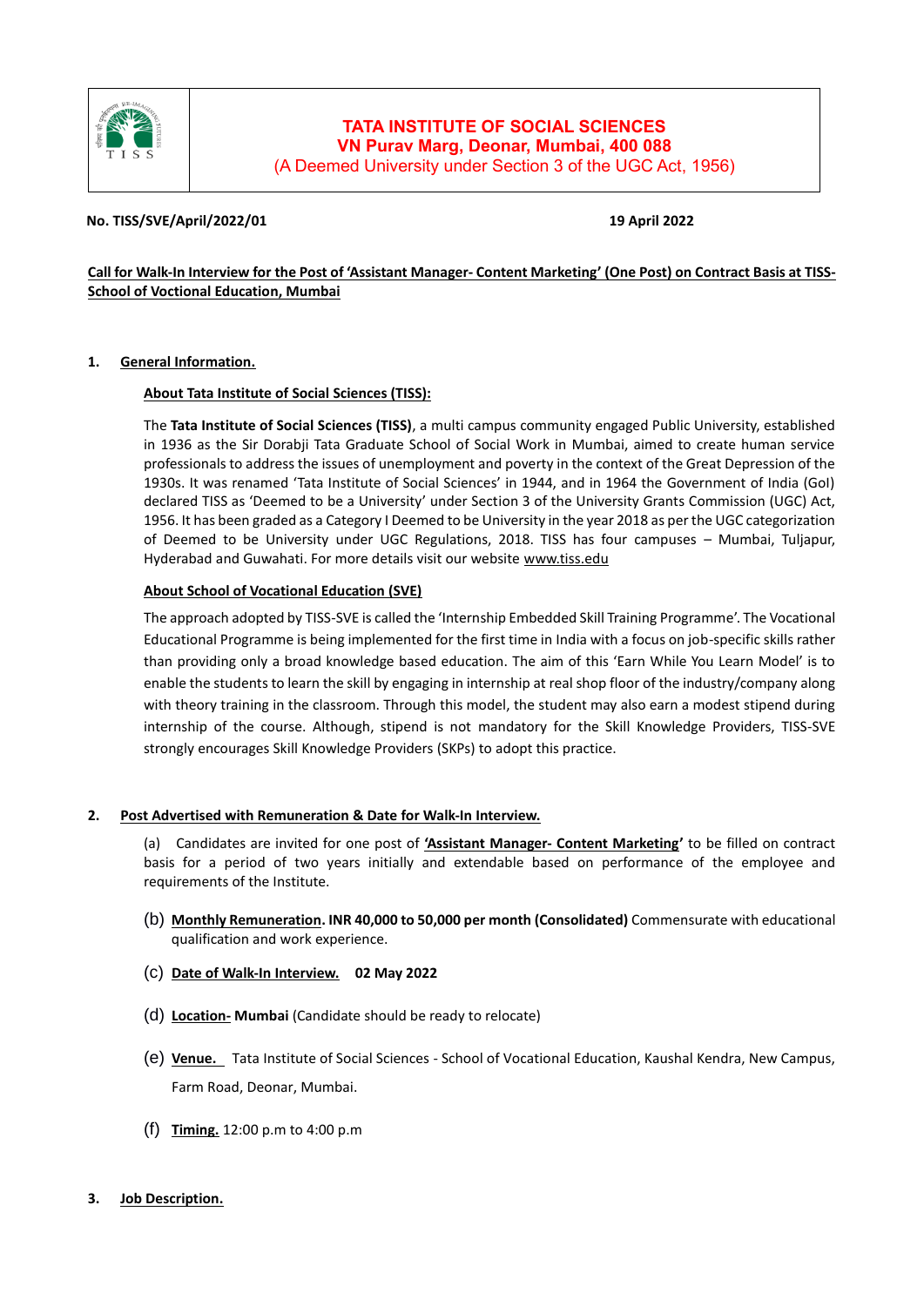# TATA INSTITUTE OF SOCIAL SCIENCES
## VN Purav Marg, Deonar, Mumbai, 400 088
(A Deemed University under Section 3 of the UGC Act, 1956)

**No. TISS/SVE/April/2022/01** **19 April 2022**

**Call for Walk-In Interview for the Post of 'Assistant Manager- Content Marketing' (One Post) on Contract Basis at TISS-School of Voctional Education, Mumbai**

**1. General Information.**

**About Tata Institute of Social Sciences (TISS):**

The **Tata Institute of Social Sciences (TISS)**, a multi campus community engaged Public University, established in 1936 as the Sir Dorabji Tata Graduate School of Social Work in Mumbai, aimed to create human service professionals to address the issues of unemployment and poverty in the context of the Great Depression of the 1930s. It was renamed 'Tata Institute of Social Sciences' in 1944, and in 1964 the Government of India (GoI) declared TISS as 'Deemed to be a University' under Section 3 of the University Grants Commission (UGC) Act, 1956. It has been graded as a Category I Deemed to be University in the year 2018 as per the UGC categorization of Deemed to be University under UGC Regulations, 2018. TISS has four campuses – Mumbai, Tuljapur, Hyderabad and Guwahati. For more details visit our website www.tiss.edu

**About School of Vocational Education (SVE)**

The approach adopted by TISS-SVE is called the 'Internship Embedded Skill Training Programme'. The Vocational Educational Programme is being implemented for the first time in India with a focus on job-specific skills rather than providing only a broad knowledge based education. The aim of this 'Earn While You Learn Model' is to enable the students to learn the skill by engaging in internship at real shop floor of the industry/company along with theory training in the classroom. Through this model, the student may also earn a modest stipend during internship of the course. Although, stipend is not mandatory for the Skill Knowledge Providers, TISS-SVE strongly encourages Skill Knowledge Providers (SKPs) to adopt this practice.

**2. Post Advertised with Remuneration & Date for Walk-In Interview.**

(a) Candidates are invited for one post of **'Assistant Manager- Content Marketing'** to be filled on contract basis for a period of two years initially and extendable based on performance of the employee and requirements of the Institute.

(b) **Monthly Remuneration. INR 40,000 to 50,000 per month (Consolidated)** Commensurate with educational qualification and work experience.

(c) **Date of Walk-In Interview. 02 May 2022**

(d) **Location- Mumbai** (Candidate should be ready to relocate)

(e) **Venue.** Tata Institute of Social Sciences - School of Vocational Education, Kaushal Kendra, New Campus, Farm Road, Deonar, Mumbai.

(f) **Timing.** 12:00 p.m to 4:00 p.m

**3. Job Description.**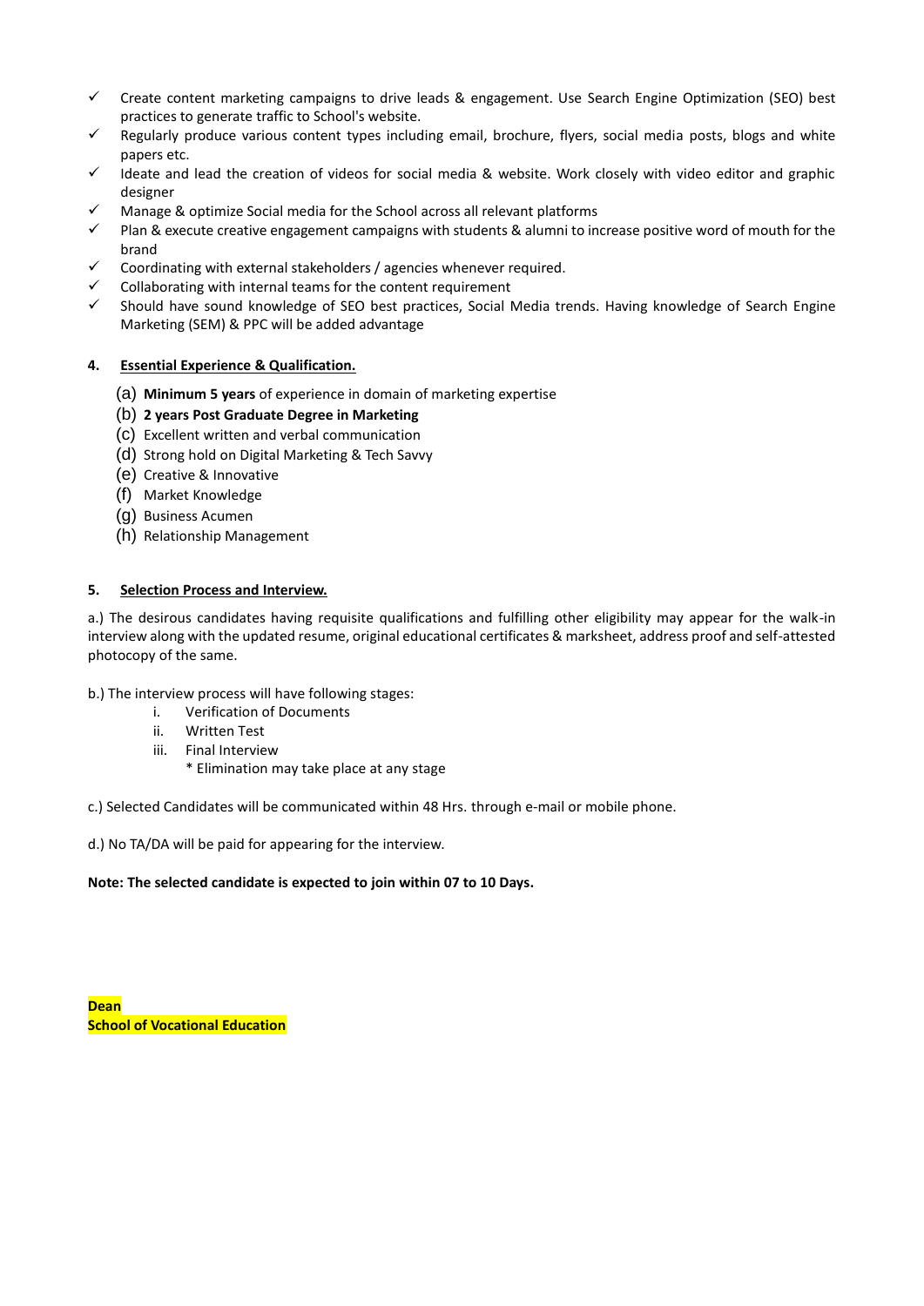- ✓ Create content marketing campaigns to drive leads & engagement. Use Search Engine Optimization (SEO) best practices to generate traffic to School's website.
- ✓ Regularly produce various content types including email, brochure, flyers, social media posts, blogs and white papers etc.
- ✓ Ideate and lead the creation of videos for social media & website. Work closely with video editor and graphic designer
- ✓ Manage & optimize Social media for the School across all relevant platforms
- ✓ Plan & execute creative engagement campaigns with students & alumni to increase positive word of mouth for the brand
- ✓ Coordinating with external stakeholders / agencies whenever required.
- ✓ Collaborating with internal teams for the content requirement
- ✓ Should have sound knowledge of SEO best practices, Social Media trends. Having knowledge of Search Engine Marketing (SEM) & PPC will be added advantage

**4. Essential Experience & Qualification.**

(a) **Minimum 5 years** of experience in domain of marketing expertise
(b) **2 years Post Graduate Degree in Marketing**
(c) Excellent written and verbal communication
(d) Strong hold on Digital Marketing & Tech Savvy
(e) Creative & Innovative
(f) Market Knowledge
(g) Business Acumen
(h) Relationship Management

**5. Selection Process and Interview.**

a.) The desirous candidates having requisite qualifications and fulfilling other eligibility may appear for the walk-in interview along with the updated resume, original educational certificates & marksheet, address proof and self-attested photocopy of the same.

b.) The interview process will have following stages:

i. Verification of Documents
ii. Written Test
iii. Final Interview
\* Elimination may take place at any stage

c.) Selected Candidates will be communicated within 48 Hrs. through e-mail or mobile phone.

d.) No TA/DA will be paid for appearing for the interview.

**Note: The selected candidate is expected to join within 07 to 10 Days.**

**Dean**
**School of Vocational Education**